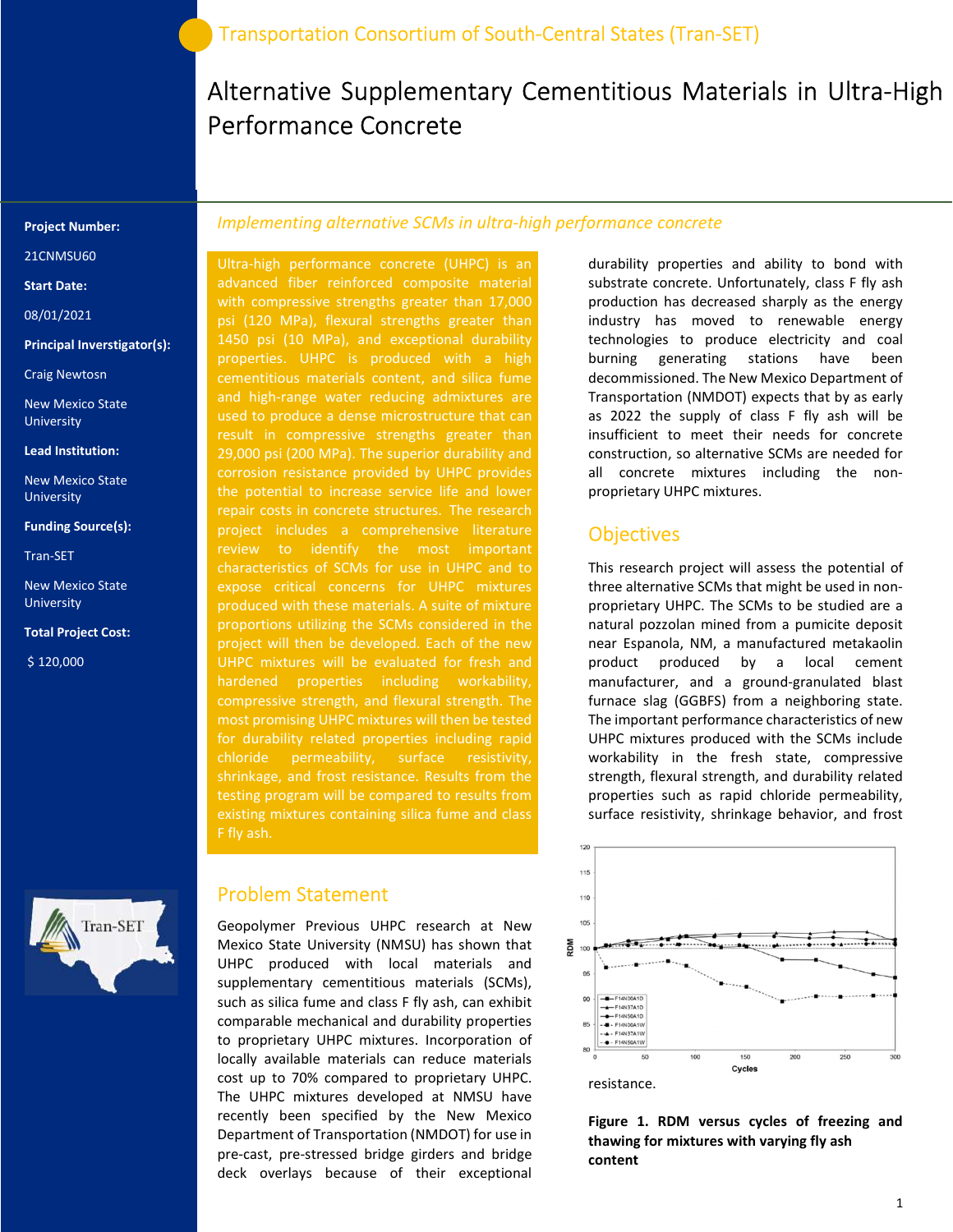Transportation Consortium of South-Central States (Tran-SET)

# Alternative Supplementary Cementitious Materials in Ultra-High Performance Concrete

**Project Number:**

21CNMSU60

**Start Date:**

08/01/2021

**Principal Inverstigator(s):**

Craig Newtosn

New Mexico State University

**Lead Institution:**

New Mexico State University

**Funding Source(s):**

Tran-SET

New Mexico State University

**Total Project Cost:**

$ 120,000

*Implementing alternative SCMs in ultra-high performance concrete*

Ultra-high performance concrete (UHPC) is an advanced fiber reinforced composite material with compressive strengths greater than 17,000 psi (120 MPa), flexural strengths greater than 1450 psi (10 MPa), and exceptional durability properties. UHPC is produced with a high cementitious materials content, and silica fume and high-range water reducing admixtures are used to produce a dense microstructure that can result in compressive strengths greater than 29,000 psi (200 MPa). The superior durability and corrosion resistance provided by UHPC provides the potential to increase service life and lower repair costs in concrete structures. The research project includes a comprehensive literature review to identify the most important characteristics of SCMs for use in UHPC and to expose critical concerns for UHPC mixtures produced with these materials. A suite of mixture proportions utilizing the SCMs considered in the project will then be developed. Each of the new UHPC mixtures will be evaluated for fresh and hardened properties including workability, compressive strength, and flexural strength. The most promising UHPC mixtures will then be tested for durability related properties including rapid chloride permeability, surface resistivity, shrinkage, and frost resistance. Results from the testing program will be compared to results from existing mixtures containing silica fume and class F fly ash.

## Problem Statement

Geopolymer Previous UHPC research at New Mexico State University (NMSU) has shown that UHPC produced with local materials and supplementary cementitious materials (SCMs), such as silica fume and class F fly ash, can exhibit comparable mechanical and durability properties to proprietary UHPC mixtures. Incorporation of locally available materials can reduce materials cost up to 70% compared to proprietary UHPC. The UHPC mixtures developed at NMSU have recently been specified by the New Mexico Department of Transportation (NMDOT) for use in pre-cast, pre-stressed bridge girders and bridge deck overlays because of their exceptional durability properties and ability to bond with substrate concrete. Unfortunately, class F fly ash production has decreased sharply as the energy industry has moved to renewable energy technologies to produce electricity and coal burning generating stations have been decommissioned. The New Mexico Department of Transportation (NMDOT) expects that by as early as 2022 the supply of class F fly ash will be insufficient to meet their needs for concrete construction, so alternative SCMs are needed for all concrete mixtures including the non-proprietary UHPC mixtures.

## Objectives

This research project will assess the potential of three alternative SCMs that might be used in non-proprietary UHPC. The SCMs to be studied are a natural pozzolan mined from a pumicite deposit near Espanola, NM, a manufactured metakaolin product produced by a local cement manufacturer, and a ground-granulated blast furnace slag (GGBFS) from a neighboring state. The important performance characteristics of new UHPC mixtures produced with the SCMs include workability in the fresh state, compressive strength, flexural strength, and durability related properties such as rapid chloride permeability, surface resistivity, shrinkage behavior, and frost resistance.

**Figure 1. RDM versus cycles of freezing and thawing for mixtures with varying fly ash content**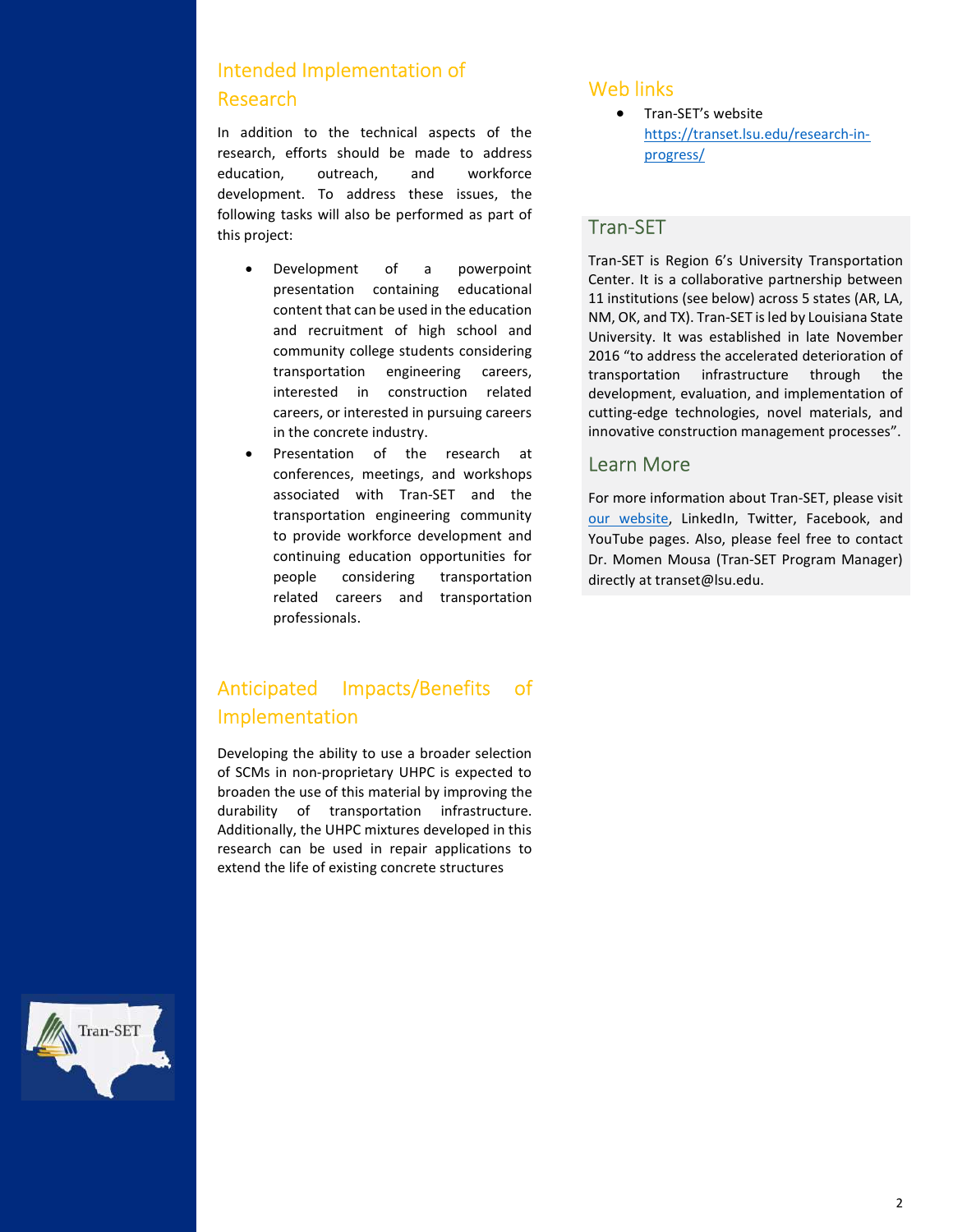## Intended Implementation of Research

In addition to the technical aspects of the research, efforts should be made to address education, outreach, and workforce development. To address these issues, the following tasks will also be performed as part of this project:

- Development of a powerpoint presentation containing educational content that can be used in the education and recruitment of high school and community college students considering transportation engineering careers, interested in construction related careers, or interested in pursuing careers in the concrete industry.
- Presentation of the research at conferences, meetings, and workshops associated with Tran-SET and the transportation engineering community to provide workforce development and continuing education opportunities for people considering transportation related careers and transportation professionals.

## Anticipated Impacts/Benefits of Implementation

Developing the ability to use a broader selection of SCMs in non-proprietary UHPC is expected to broaden the use of this material by improving the durability of transportation infrastructure. Additionally, the UHPC mixtures developed in this research can be used in repair applications to extend the life of existing concrete structures

## Web links

- Tran-SET's website https://transet.lsu.edu/research-in-progress/

## Tran-SET

Tran-SET is Region 6's University Transportation Center. It is a collaborative partnership between 11 institutions (see below) across 5 states (AR, LA, NM, OK, and TX). Tran-SET is led by Louisiana State University. It was established in late November 2016 "to address the accelerated deterioration of transportation infrastructure through the development, evaluation, and implementation of cutting-edge technologies, novel materials, and innovative construction management processes".

## Learn More

For more information about Tran-SET, please visit our website, LinkedIn, Twitter, Facebook, and YouTube pages. Also, please feel free to contact Dr. Momen Mousa (Tran-SET Program Manager) directly at transet@lsu.edu.